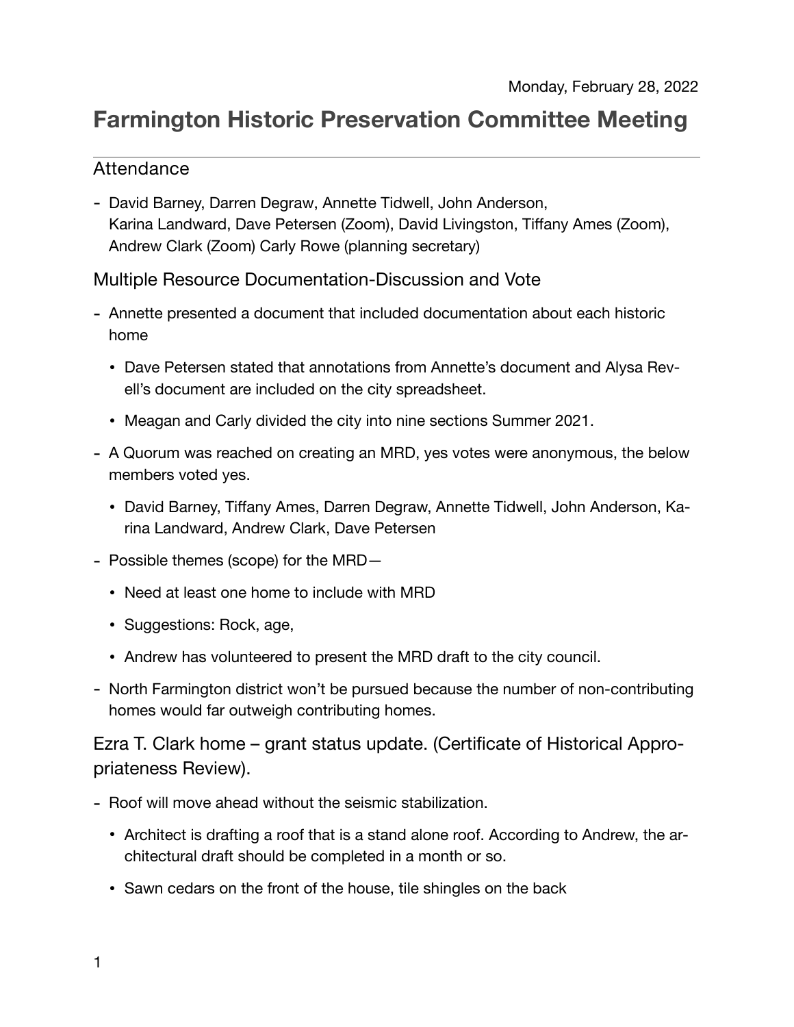Monday, February 28, 2022

# Farmington Historic Preservation Committee Meeting

## Attendance

- David Barney, Darren Degraw, Annette Tidwell, John Anderson, Karina Landward, Dave Petersen (Zoom), David Livingston, Tiffany Ames (Zoom), Andrew Clark (Zoom) Carly Rowe (planning secretary)

## Multiple Resource Documentation-Discussion and Vote

- Annette presented a document that included documentation about each historic home
  - Dave Petersen stated that annotations from Annette's document and Alysa Revell's document are included on the city spreadsheet.
  - Meagan and Carly divided the city into nine sections Summer 2021.
- A Quorum was reached on creating an MRD, yes votes were anonymous, the below members voted yes.
  - David Barney, Tiffany Ames, Darren Degraw, Annette Tidwell, John Anderson, Karina Landward, Andrew Clark, Dave Petersen
- Possible themes (scope) for the MRD—
  - Need at least one home to include with MRD
  - Suggestions: Rock, age,
  - Andrew has volunteered to present the MRD draft to the city council.
- North Farmington district won't be pursued because the number of non-contributing homes would far outweigh contributing homes.

## Ezra T. Clark home – grant status update. (Certificate of Historical Appropriateness Review).

- Roof will move ahead without the seismic stabilization.
  - Architect is drafting a roof that is a stand alone roof. According to Andrew, the architectural draft should be completed in a month or so.
  - Sawn cedars on the front of the house, tile shingles on the back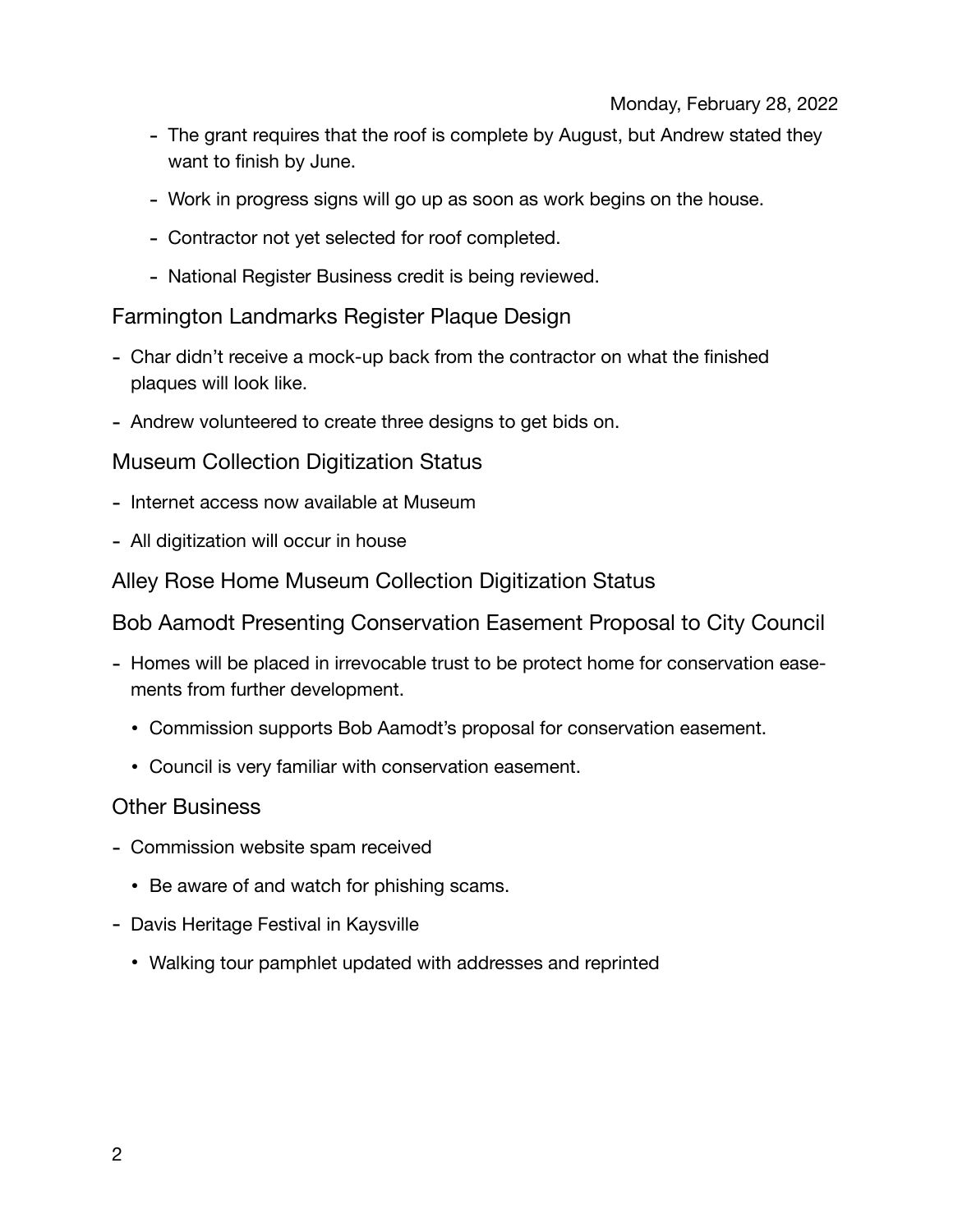- The grant requires that the roof is complete by August, but Andrew stated they want to finish by June.
- Work in progress signs will go up as soon as work begins on the house.
- Contractor not yet selected for roof completed.
- National Register Business credit is being reviewed.

## Farmington Landmarks Register Plaque Design

- Char didn't receive a mock-up back from the contractor on what the finished plaques will look like.
- Andrew volunteered to create three designs to get bids on.

## Museum Collection Digitization Status

- Internet access now available at Museum
- All digitization will occur in house

## Alley Rose Home Museum Collection Digitization Status

## Bob Aamodt Presenting Conservation Easement Proposal to City Council

- Homes will be placed in irrevocable trust to be protect home for conservation easements from further development.
  - Commission supports Bob Aamodt's proposal for conservation easement.
  - Council is very familiar with conservation easement.

## Other Business

- Commission website spam received
  - Be aware of and watch for phishing scams.
- Davis Heritage Festival in Kaysville
  - Walking tour pamphlet updated with addresses and reprinted